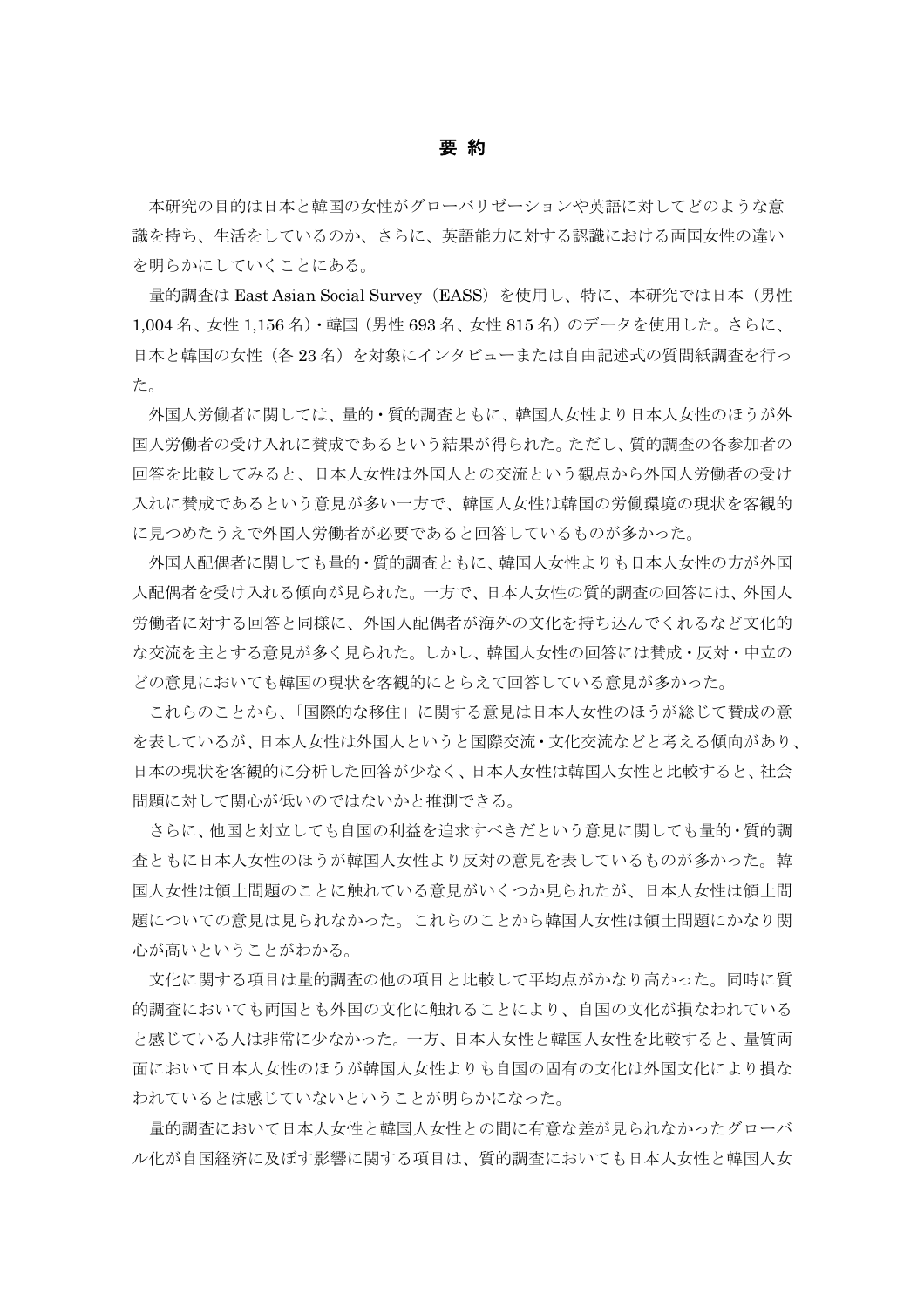# 要 約

本研究の目的は日本と韓国の女性がグローバリゼーションや英語に対してどのような意識を持ち、生活をしているのか、さらに、英語能力に対する認識における両国女性の違いを明らかにしていくことにある。

量的調査は East Asian Social Survey（EASS）を使用し、特に、本研究では日本（男性 1,004 名、女性 1,156 名）・韓国（男性 693 名、女性 815 名）のデータを使用した。さらに、日本と韓国の女性（各 23 名）を対象にインタビューまたは自由記述式の質問紙調査を行った。

外国人労働者に関しては、量的・質的調査ともに、韓国人女性より日本人女性のほうが外国人労働者の受け入れに賛成であるという結果が得られた。ただし、質的調査の各参加者の回答を比較してみると、日本人女性は外国人との交流という観点から外国人労働者の受け入れに賛成であるという意見が多い一方で、韓国人女性は韓国の労働環境の現状を客観的に見つめたうえで外国人労働者が必要であると回答しているものが多かった。

外国人配偶者に関しても量的・質的調査ともに、韓国人女性よりも日本人女性の方が外国人配偶者を受け入れる傾向が見られた。一方で、日本人女性の質的調査の回答には、外国人労働者に対する回答と同様に、外国人配偶者が海外の文化を持ち込んでくれるなど文化的な交流を主とする意見が多く見られた。しかし、韓国人女性の回答には賛成・反対・中立のどの意見においても韓国の現状を客観的にとらえて回答している意見が多かった。

これらのことから、「国際的な移住」に関する意見は日本人女性のほうが総じて賛成の意を表しているが、日本人女性は外国人というと国際交流・文化交流などと考える傾向があり、日本の現状を客観的に分析した回答が少なく、日本人女性は韓国人女性と比較すると、社会問題に対して関心が低いのではないかと推測できる。

さらに、他国と対立しても自国の利益を追求すべきだという意見に関しても量的・質的調査ともに日本人女性のほうが韓国人女性より反対の意見を表しているものが多かった。韓国人女性は領土問題のことに触れている意見がいくつか見られたが、日本人女性は領土問題についての意見は見られなかった。これらのことから韓国人女性は領土問題にかなり関心が高いということがわかる。

文化に関する項目は量的調査の他の項目と比較して平均点がかなり高かった。同時に質的調査においても両国とも外国の文化に触れることにより、自国の文化が損なわれていると感じている人は非常に少なかった。一方、日本人女性と韓国人女性を比較すると、量質両面において日本人女性のほうが韓国人女性よりも自国の固有の文化は外国文化により損なわれているとは感じていないということが明らかになった。

量的調査において日本人女性と韓国人女性との間に有意な差が見られなかったグローバル化が自国経済に及ぼす影響に関する項目は、質的調査においても日本人女性と韓国人女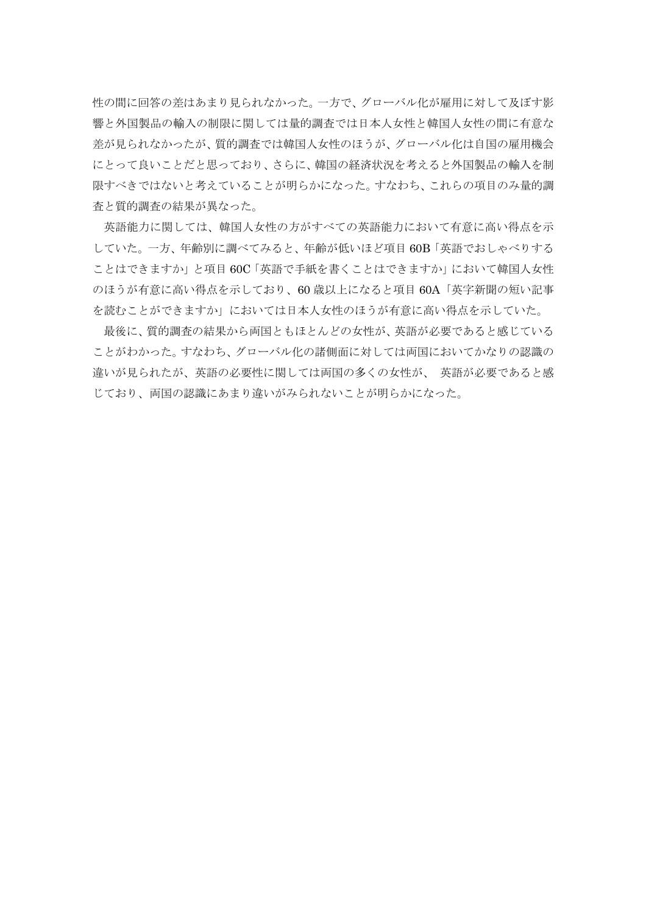性の間に回答の差はあまり見られなかった。一方で、グローバル化が雇用に対して及ぼす影響と外国製品の輸入の制限に関しては量的調査では日本人女性と韓国人女性の間に有意な差が見られなかったが、質的調査では韓国人女性のほうが、グローバル化は自国の雇用機会にとって良いことだと思っており、さらに、韓国の経済状況を考えると外国製品の輸入を制限すべきではないと考えていることが明らかになった。すなわち、これらの項目のみ量的調査と質的調査の結果が異なった。

英語能力に関しては、韓国人女性の方がすべての英語能力において有意に高い得点を示していた。一方、年齢別に調べてみると、年齢が低いほど項目 60B「英語でおしゃべりすることはできますか」と項目 60C「英語で手紙を書くことはできますか」において韓国人女性のほうが有意に高い得点を示しており、60 歳以上になると項目 60A「英字新聞の短い記事を読むことができますか」においては日本人女性のほうが有意に高い得点を示していた。

最後に、質的調査の結果から両国ともほとんどの女性が、英語が必要であると感じていることがわかった。すなわち、グローバル化の諸側面に対しては両国においてかなりの認識の違いが見られたが、英語の必要性に関しては両国の多くの女性が、 英語が必要であると感じており、両国の認識にあまり違いがみられないことが明らかになった。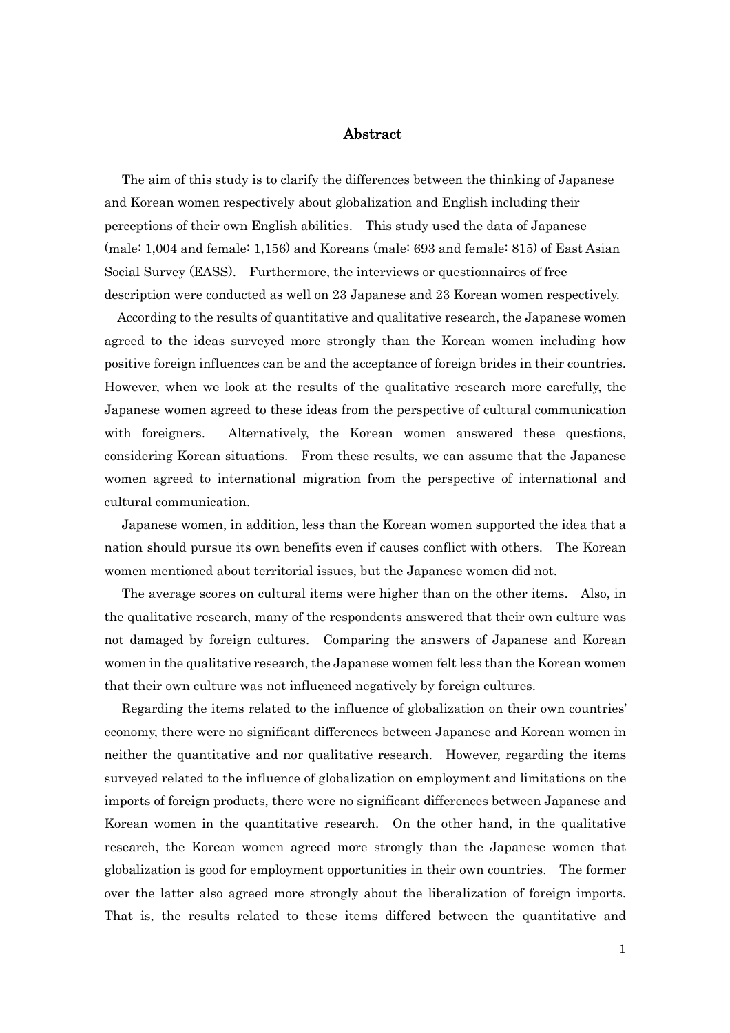## Abstract

The aim of this study is to clarify the differences between the thinking of Japanese and Korean women respectively about globalization and English including their perceptions of their own English abilities. This study used the data of Japanese (male: 1,004 and female: 1,156) and Koreans (male: 693 and female: 815) of East Asian Social Survey (EASS). Furthermore, the interviews or questionnaires of free description were conducted as well on 23 Japanese and 23 Korean women respectively.

According to the results of quantitative and qualitative research, the Japanese women agreed to the ideas surveyed more strongly than the Korean women including how positive foreign influences can be and the acceptance of foreign brides in their countries. However, when we look at the results of the qualitative research more carefully, the Japanese women agreed to these ideas from the perspective of cultural communication with foreigners. Alternatively, the Korean women answered these questions, considering Korean situations. From these results, we can assume that the Japanese women agreed to international migration from the perspective of international and cultural communication.

Japanese women, in addition, less than the Korean women supported the idea that a nation should pursue its own benefits even if causes conflict with others. The Korean women mentioned about territorial issues, but the Japanese women did not.

The average scores on cultural items were higher than on the other items. Also, in the qualitative research, many of the respondents answered that their own culture was not damaged by foreign cultures. Comparing the answers of Japanese and Korean women in the qualitative research, the Japanese women felt less than the Korean women that their own culture was not influenced negatively by foreign cultures.

Regarding the items related to the influence of globalization on their own countries' economy, there were no significant differences between Japanese and Korean women in neither the quantitative and nor qualitative research. However, regarding the items surveyed related to the influence of globalization on employment and limitations on the imports of foreign products, there were no significant differences between Japanese and Korean women in the quantitative research. On the other hand, in the qualitative research, the Korean women agreed more strongly than the Japanese women that globalization is good for employment opportunities in their own countries. The former over the latter also agreed more strongly about the liberalization of foreign imports. That is, the results related to these items differed between the quantitative and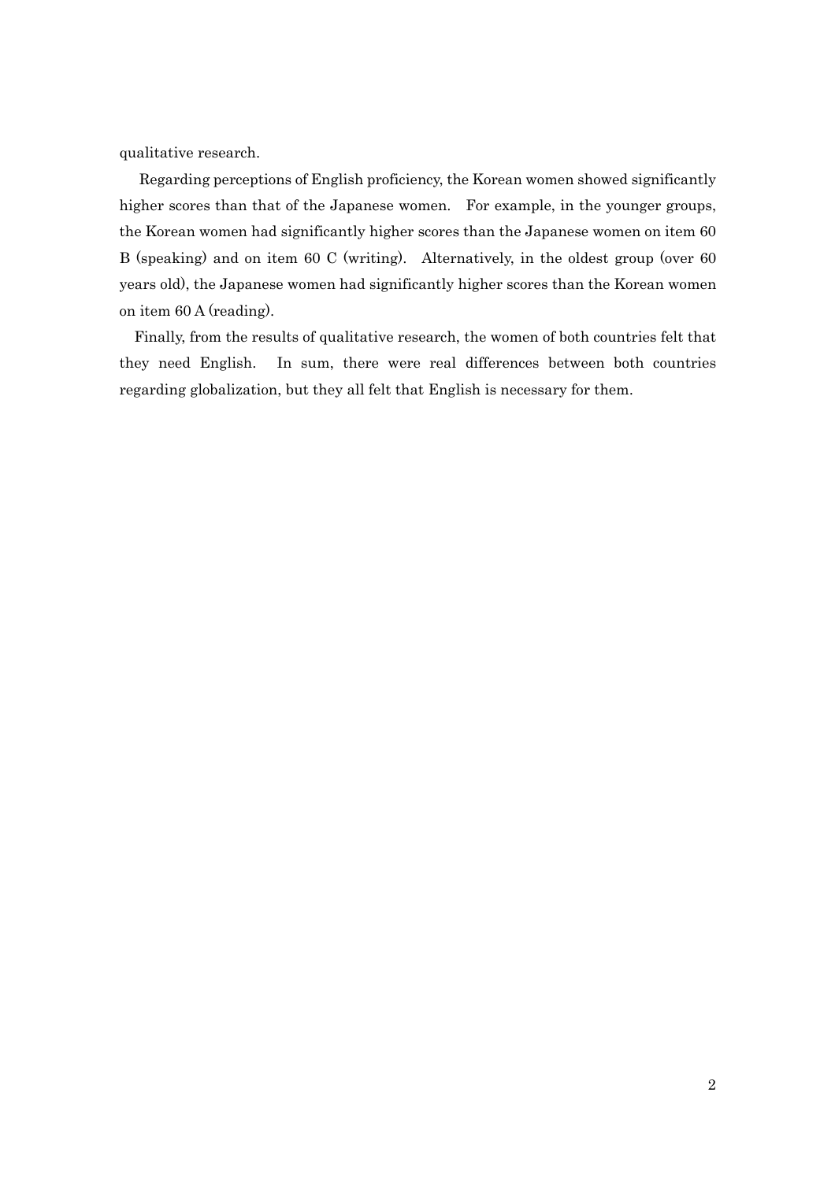qualitative research.

Regarding perceptions of English proficiency, the Korean women showed significantly higher scores than that of the Japanese women. For example, in the younger groups, the Korean women had significantly higher scores than the Japanese women on item 60 B (speaking) and on item 60 C (writing). Alternatively, in the oldest group (over 60 years old), the Japanese women had significantly higher scores than the Korean women on item 60 A (reading).

Finally, from the results of qualitative research, the women of both countries felt that they need English. In sum, there were real differences between both countries regarding globalization, but they all felt that English is necessary for them.